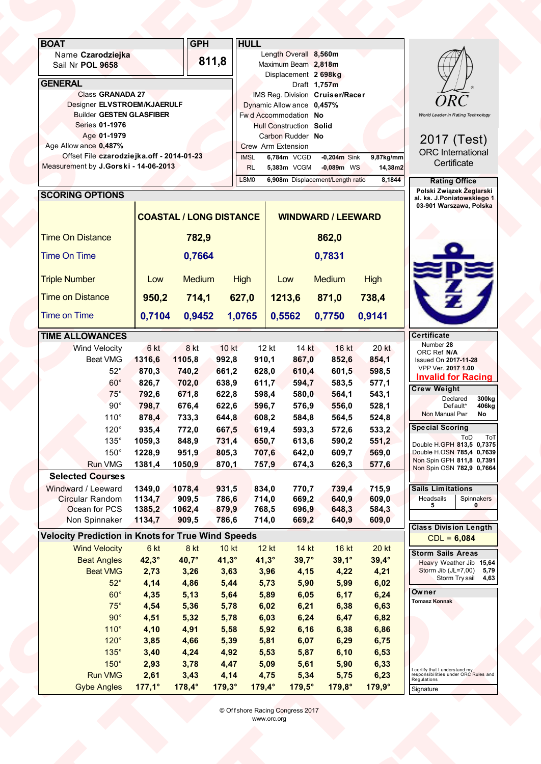## BOAT

Name **Czarodziejka**
Sail Nr **POL 9658**

## GPH

**811,8**

## HULL

| | |
|---|---|
| Length Overall | **8,560m** |
| Maximum Beam | **2,818m** |
| Displacement | **2 698kg** |
| Draft | **1,757m** |
| IMS Reg. Division | **Cruiser/Racer** |
| Dynamic Allowance | **0,457%** |
| Fwd Accommodation | **No** |
| Hull Construction | **Solid** |
| Carbon Rudder | **No** |
| Crew Arm Extension | |

| | | | | | |
|---|---|---|---|---|---|
| IMSL | **6,784m** | VCGD | **-0,204m** | Sink | **9,87kg/mm** |
| RL | **5,383m** | VCGM | **-0,089m** | WS | **14,38m2** |
| LSM0 | **6,908m** | Displacement/Length ratio | | | **8,1844** |

## GENERAL

| | |
|---|---|
| Class | **GRANADA 27** |
| Designer | **ELVSTROEM/KJAERULF** |
| Builder | **GESTEN GLASFIBER** |
| Series | **01-1976** |
| Age | **01-1979** |
| Age Allowance | **0,487%** |
| Offset File | **czarodziejka.off - 2014-01-23** |
| Measurement by | **J.Gorski - 14-06-2013** |

ORC
World Leader in Rating Technology

**2017 (Test)**
ORC International Certificate

## Rating Office

**Polski Związek Żeglarski**
**al. ks. J.Poniatowskiego 1**
**03-901 Warszawa, Polska**

## SCORING OPTIONS

| | COASTAL / LONG DISTANCE | | | WINDWARD / LEEWARD | | |
|---|---|---|---|---|---|---|
| Time On Distance | | 782,9 | | | 862,0 | |
| Time On Time | | 0,7664 | | | 0,7831 | |
| Triple Number | Low | Medium | High | Low | Medium | High |
| Time on Distance | 950,2 | 714,1 | 627,0 | 1213,6 | 871,0 | 738,4 |
| Time on Time | 0,7104 | 0,9452 | 1,0765 | 0,5562 | 0,7750 | 0,9141 |

## TIME ALLOWANCES

| Wind Velocity | 6 kt | 8 kt | 10 kt | 12 kt | 14 kt | 16 kt | 20 kt |
|---|---|---|---|---|---|---|---|
| Beat VMG | 1316,6 | 1105,8 | 992,8 | 910,1 | 867,0 | 852,6 | 854,1 |
| 52° | 870,3 | 740,2 | 661,2 | 628,0 | 610,4 | 601,5 | 598,5 |
| 60° | 826,7 | 702,0 | 638,9 | 611,7 | 594,7 | 583,5 | 577,1 |
| 75° | 792,6 | 671,8 | 622,8 | 598,4 | 580,0 | 564,1 | 543,1 |
| 90° | 798,7 | 676,4 | 622,6 | 596,7 | 576,9 | 556,0 | 528,1 |
| 110° | 878,4 | 733,3 | 644,8 | 608,2 | 584,8 | 564,5 | 524,8 |
| 120° | 935,4 | 772,0 | 667,5 | 619,4 | 593,3 | 572,6 | 533,2 |
| 135° | 1059,3 | 848,9 | 731,4 | 650,7 | 613,6 | 590,2 | 551,2 |
| 150° | 1228,9 | 951,9 | 805,3 | 707,6 | 642,0 | 609,7 | 569,0 |
| Run VMG | 1381,4 | 1050,9 | 870,1 | 757,9 | 674,3 | 626,3 | 577,6 |
| **Selected Courses** | | | | | | | |
| Windward / Leeward | 1349,0 | 1078,4 | 931,5 | 834,0 | 770,7 | 739,4 | 715,9 |
| Circular Random | 1134,7 | 909,5 | 786,6 | 714,0 | 669,2 | 640,9 | 609,0 |
| Ocean for PCS | 1385,2 | 1062,4 | 879,9 | 768,5 | 696,9 | 648,3 | 584,3 |
| Non Spinnaker | 1134,7 | 909,5 | 786,6 | 714,0 | 669,2 | 640,9 | 609,0 |

## Velocity Prediction in Knots for True Wind Speeds

| Wind Velocity | 6 kt | 8 kt | 10 kt | 12 kt | 14 kt | 16 kt | 20 kt |
|---|---|---|---|---|---|---|---|
| Beat Angles | 42,3° | 40,7° | 41,3° | 41,3° | 39,7° | 39,1° | 39,4° |
| Beat VMG | 2,73 | 3,26 | 3,63 | 3,96 | 4,15 | 4,22 | 4,21 |
| 52° | 4,14 | 4,86 | 5,44 | 5,73 | 5,90 | 5,99 | 6,02 |
| 60° | 4,35 | 5,13 | 5,64 | 5,89 | 6,05 | 6,17 | 6,24 |
| 75° | 4,54 | 5,36 | 5,78 | 6,02 | 6,21 | 6,38 | 6,63 |
| 90° | 4,51 | 5,32 | 5,78 | 6,03 | 6,24 | 6,47 | 6,82 |
| 110° | 4,10 | 4,91 | 5,58 | 5,92 | 6,16 | 6,38 | 6,86 |
| 120° | 3,85 | 4,66 | 5,39 | 5,81 | 6,07 | 6,29 | 6,75 |
| 135° | 3,40 | 4,24 | 4,92 | 5,53 | 5,87 | 6,10 | 6,53 |
| 150° | 2,93 | 3,78 | 4,47 | 5,09 | 5,61 | 5,90 | 6,33 |
| Run VMG | 2,61 | 3,43 | 4,14 | 4,75 | 5,34 | 5,75 | 6,23 |
| Gybe Angles | 177,1° | 178,4° | 179,3° | 179,4° | 179,5° | 179,8° | 179,9° |

## Certificate

Number **28**
ORC Ref **N/A**
Issued On **2017-11-28**
VPP Ver. **2017 1.00**
**Invalid for Racing**

## Crew Weight

| | |
|---|---|
| Declared | **300kg** |
| Default* | **406kg** |
| Non Manual Pwr | **No** |

## Special Scoring

| | ToD | ToT |
|---|---|---|
| Double H.GPH | 813,5 | 0,7375 |
| Double H.OSN | 785,4 | 0,7639 |
| Non Spin GPH | 811,8 | 0,7391 |
| Non Spin OSN | 782,9 | 0,7664 |

## Sails Limitations

| Headsails | Spinnakers |
|---|---|
| 5 | 0 |

## Class Division Length

CDL = **6,084**

## Storm Sails Areas

| | |
|---|---|
| Heavy Weather Jib | **15,64** |
| Storm Jib (JL=7,00) | **5,79** |
| Storm Trysail | **4,63** |

## Owner

**Tomasz Konnak**

I certify that I understand my responsibilities under ORC Rules and Regulations

Signature

© Offshore Racing Congress 2017
www.orc.org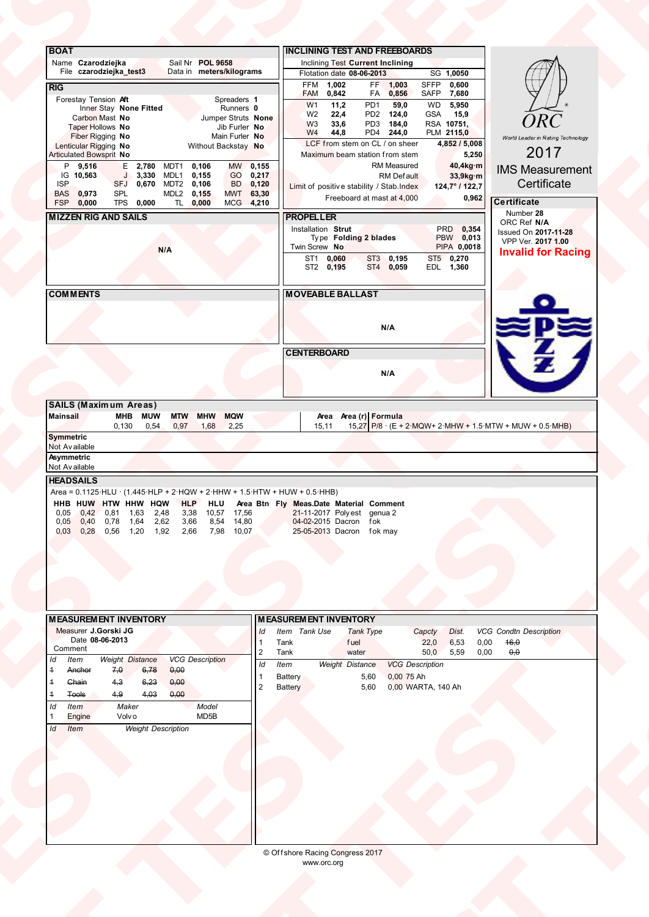## BOAT

| | | | |
|---|---|---|---|
| Name | **Czarodziejka** | Sail Nr | **POL 9658** |
| File | **czarodziejka_test3** | Data in | **meters/kilograms** |

## RIG

| | | | |
|---|---|---|---|
| Forestay Tension | **Aft** | Spreaders | **1** |
| Inner Stay | **None Fitted** | Runners | **0** |
| Carbon Mast | **No** | Jumper Struts | **None** |
| Taper Hollows | **No** | Jib Furler | **No** |
| Fiber Rigging | **No** | Main Furler | **No** |
| Lenticular Rigging | **No** | Without Backstay | **No** |
| Articulated Bowsprit | **No** | | |

| | | | | | | | |
|---|---|---|---|---|---|---|---|
| P | **9,516** | E | **2,780** | MDT1 | **0,106** | MW | **0,155** |
| IG | **10,563** | J | **3,330** | MDL1 | **0,155** | GO | **0,217** |
| ISP | | SFJ | **0,670** | MDT2 | **0,106** | BD | **0,120** |
| BAS | **0,973** | SPL | | MDL2 | **0,155** | MWT | **63,30** |
| FSP | **0,000** | TPS | **0,000** | TL | **0,000** | MCG | **4,210** |

## INCLINING TEST AND FREEBOARDS

Inclining Test **Current Inclining**

Flotation date **08-06-2013** SG **1,0050**

| | | | | | |
|---|---|---|---|---|---|
| FFM | **1,002** | FF | **1,003** | SFFP | **0,600** |
| FAM | **0,842** | FA | **0,856** | SAFP | **7,680** |
| W1 | **11,2** | PD1 | **59,0** | WD | **5,950** |
| W2 | **22,4** | PD2 | **124,0** | GSA | **15,9** |
| W3 | **33,6** | PD3 | **184,0** | RSA | **10751,** |
| W4 | **44,8** | PD4 | **244,0** | PLM | **2115,0** |

| | |
|---|---|
| LCF from stem on CL / on sheer | **4,852 / 5,008** |
| Maximum beam station from stem | **5,250** |
| RM Measured | **40,4kg·m** |
| RM Default | **33,9kg·m** |
| Limit of positive stability / Stab.Index | **124,7° / 122,7** |
| Freeboard at mast at 4,000 | **0,962** |

ORC — World Leader in Rating Technology

2017

IMS Measurement Certificate

## Certificate

Number **28**
ORC Ref **N/A**
Issued On **2017-11-28**
VPP Ver. **2017 1.00**

**Invalid for Racing**

## MIZZEN RIG AND SAILS

**N/A**

## PROPELLER

| | | | |
|---|---|---|---|
| Installation | **Strut** | PRD | **0,354** |
| Type | **Folding 2 blades** | PBW | **0,013** |
| Twin Screw | **No** | PIPA | **0,0018** |

| | | | | | |
|---|---|---|---|---|---|
| ST1 | **0,060** | ST3 | **0,195** | ST5 | **0,270** |
| ST2 | **0,195** | ST4 | **0,059** | EDL | **1,360** |

## COMMENTS

## MOVEABLE BALLAST

**N/A**

## CENTERBOARD

**N/A**

## SAILS (Maximum Areas)

| Mainsail | MHB | MUW | MTW | MHW | MQW | Area | Area (r) | Formula |
|---|---|---|---|---|---|---|---|---|
| | 0,130 | 0,54 | 0,97 | 1,68 | 2,25 | 15,11 | 15,27 | P/8 · (E + 2·MQW+ 2·MHW + 1.5·MTW + MUW + 0.5·MHB) |

**Symmetric**
Not Available

**Asymmetric**
Not Available

## HEADSAILS

Area = 0.1125·HLU · (1.445·HLP + 2·HQW + 2·HHW + 1.5·HTW + HUW + 0.5·HHB)

| HHB | HUW | HTW | HHW | HQW | HLP | HLU | Area | Btn | Fly | Meas.Date | Material | Comment |
|---|---|---|---|---|---|---|---|---|---|---|---|---|
| 0,05 | 0,42 | 0,81 | 1,63 | 2,48 | 3,38 | 10,57 | 17,56 | | | 21-11-2017 | Polyest | genua 2 |
| 0,05 | 0,40 | 0,78 | 1,64 | 2,62 | 3,66 | 8,54 | 14,80 | | | 04-02-2015 | Dacron | fok |
| 0,03 | 0,28 | 0,56 | 1,20 | 1,92 | 2,66 | 7,98 | 10,07 | | | 25-05-2013 | Dacron | fok may |

## MEASUREMENT INVENTORY

Measurer **J.Gorski JG**
Date **08-06-2013**
Comment

| Id | Item | Weight | Distance | VCG | Description |
|---|---|---|---|---|---|
| ~~1~~ | ~~Anchor~~ | ~~7,0~~ | ~~6,78~~ | ~~0,00~~ | |
| ~~1~~ | ~~Chain~~ | ~~4,3~~ | ~~6,23~~ | ~~0,00~~ | |
| ~~1~~ | ~~Tools~~ | ~~4,9~~ | ~~4,03~~ | ~~0,00~~ | |

| Id | Item | Maker | Model |
|---|---|---|---|
| 1 | Engine | Volvo | MD5B |

| Id | Item | Weight | Description |
|---|---|---|---|

## MEASUREMENT INVENTORY

| Id | Item | Tank Use | Tank Type | Capcty | Dist. | VCG | Condtn | Description |
|---|---|---|---|---|---|---|---|---|
| 1 | Tank | | fuel | 22,0 | 6,53 | 0,00 | ~~16,0~~ | |
| 2 | Tank | | water | 50,0 | 5,59 | 0,00 | ~~0,0~~ | |

| Id | Item | Weight | Distance | VCG | Description |
|---|---|---|---|---|---|
| 1 | Battery | | 5,60 | 0,00 | 75 Ah |
| 2 | Battery | | 5,60 | 0,00 | WARTA, 140 Ah |

© Offshore Racing Congress 2017
www.orc.org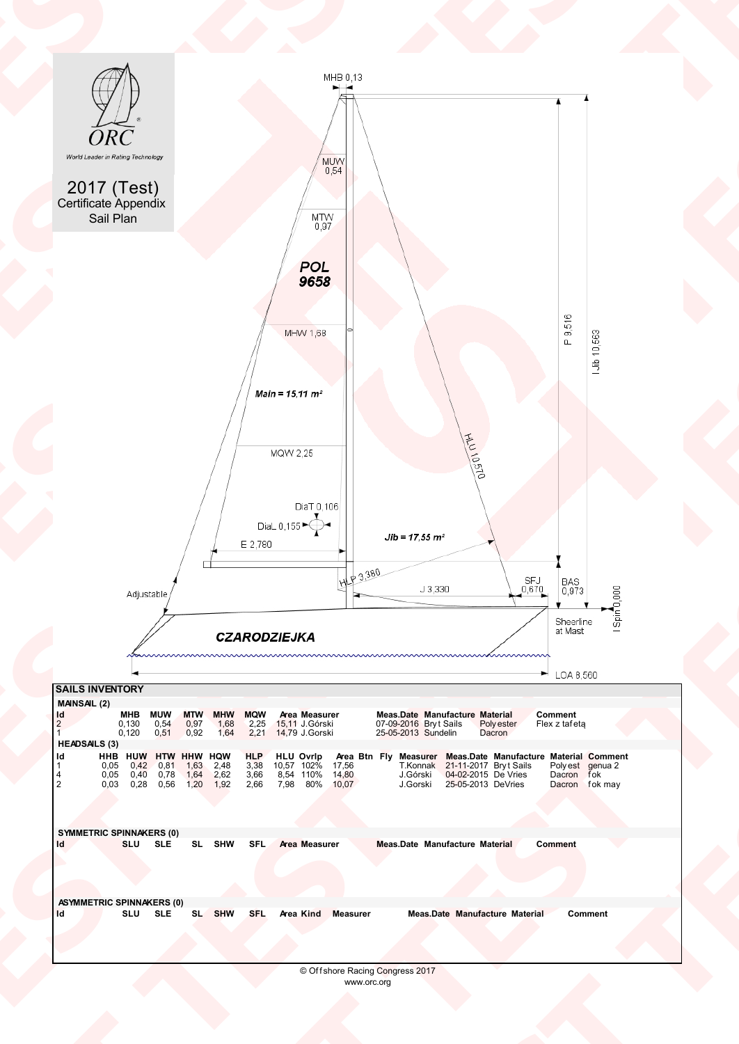ORC

World Leader in Rating Technology

2017 (Test)
Certificate Appendix
Sail Plan

MHB 0,13

MUW 0,54

MTW 0,97

POL 9658

MHW 1,68

Main = 15,11 m²

MQW 2,25

DiaT 0,106

DiaL 0,155

E 2,780

Adjustable

HLP 3,380

J 3,330

Jib = 17,55 m²

HLU 10,570

SFJ 0,670

BAS 0,973

P 9,516

I Jib 10,563

I Spin 0,000

Sheerline at Mast

CZARODZIEJKA

LOA 8,560

## SAILS INVENTORY

### MAINSAIL (2)

| Id | MHB | MUW | MTW | MHW | MQW | Area | Measurer | Meas.Date | Manufacture | Material | Comment |
|---|---|---|---|---|---|---|---|---|---|---|---|
| 2 | 0,130 | 0,54 | 0,97 | 1,68 | 2,25 | 15,11 | J.Górski | 07-09-2016 | Bryt Sails | Polyester | Flex z tafetą |
| 1 | 0,120 | 0,51 | 0,92 | 1,64 | 2,21 | 14,79 | J.Gorski | 25-05-2013 | Sundelin | Dacron | |

### HEADSAILS (3)

| Id | HHB | HUW | HTW | HHW | HQW | HLP | HLU | Ovrlp | Area | Btn | Fly | Measurer | Meas.Date | Manufacture | Material | Comment |
|---|---|---|---|---|---|---|---|---|---|---|---|---|---|---|---|---|
| 1 | 0,05 | 0,42 | 0,81 | 1,63 | 2,48 | 3,38 | 10,57 | 102% | 17,56 | | | T.Konnak | 21-11-2017 | Bryt Sails | Polyest | genua 2 |
| 4 | 0,05 | 0,40 | 0,78 | 1,64 | 2,62 | 3,66 | 8,54 | 110% | 14,80 | | | J.Górski | 04-02-2015 | De Vries | Dacron | fok |
| 2 | 0,03 | 0,28 | 0,56 | 1,20 | 1,92 | 2,66 | 7,98 | 80% | 10,07 | | | J.Gorski | 25-05-2013 | DeVries | Dacron | fok may |

### SYMMETRIC SPINNAKERS (0)

| Id | SLU | SLE | SL | SHW | SFL | Area | Measurer | Meas.Date | Manufacture | Material | Comment |
|---|---|---|---|---|---|---|---|---|---|---|---|

### ASYMMETRIC SPINNAKERS (0)

| Id | SLU | SLE | SL | SHW | SFL | Area | Kind | Measurer | Meas.Date | Manufacture | Material | Comment |
|---|---|---|---|---|---|---|---|---|---|---|---|---|

© Offshore Racing Congress 2017
www.orc.org